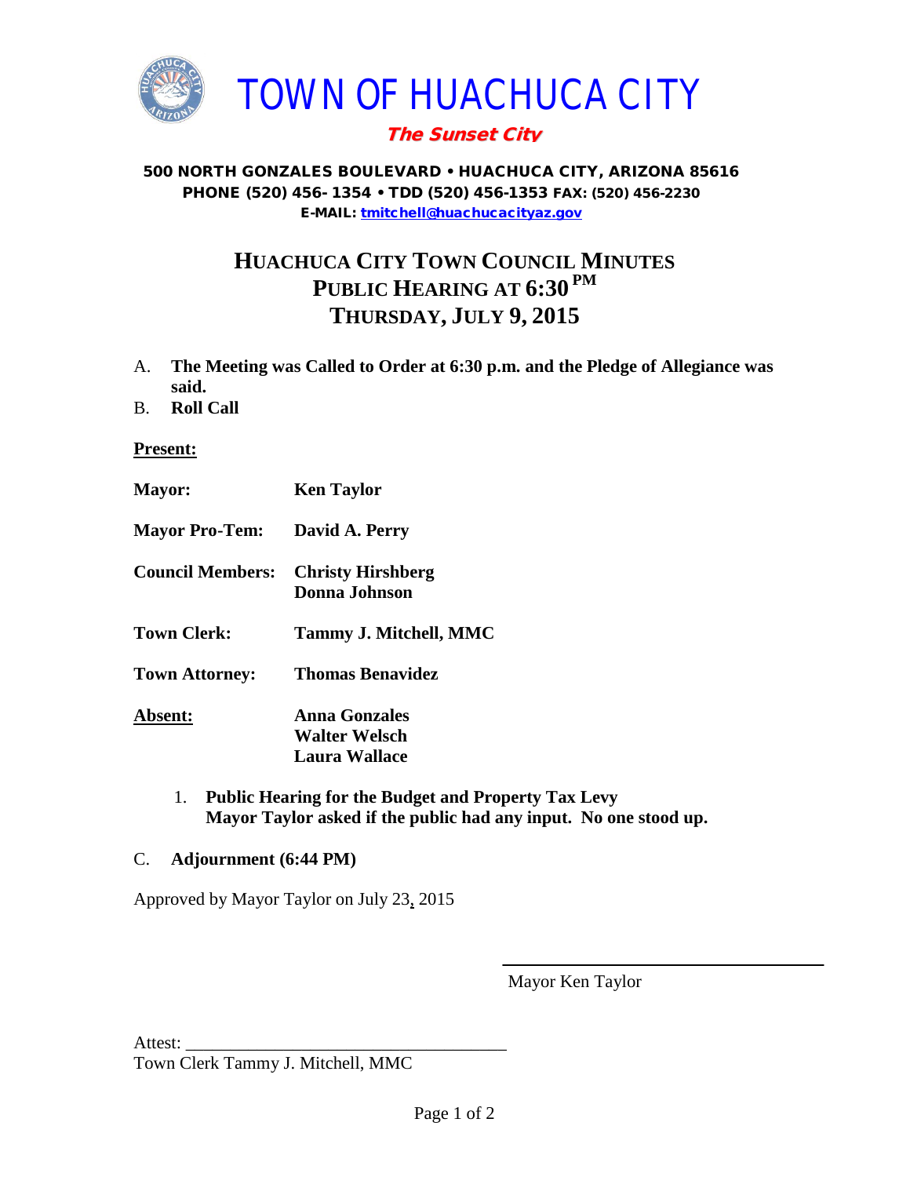# TOWN OF HUACHUCA CITY

***The Sunset City***

**500 NORTH GONZALES BOULEVARD • HUACHUCA CITY, ARIZONA 85616**
**PHONE (520) 456- 1354 • TDD (520) 456-1353 FAX: (520) 456-2230**
**E-MAIL: tmitchell@huachucacityaz.gov**

## HUACHUCA CITY TOWN COUNCIL MINUTES
## PUBLIC HEARING AT 6:30 PM
## THURSDAY, JULY 9, 2015

A. **The Meeting was Called to Order at 6:30 p.m. and the Pledge of Allegiance was said.**

B. **Roll Call**

**Present:**

**Mayor:** **Ken Taylor**

**Mayor Pro-Tem:** **David A. Perry**

**Council Members:** **Christy Hirshberg**
**Donna Johnson**

**Town Clerk:** **Tammy J. Mitchell, MMC**

**Town Attorney:** **Thomas Benavidez**

**Absent:** **Anna Gonzales**
**Walter Welsch**
**Laura Wallace**

1. **Public Hearing for the Budget and Property Tax Levy**
   **Mayor Taylor asked if the public had any input. No one stood up.**

C. **Adjournment (6:44 PM)**

Approved by Mayor Taylor on July 23, 2015

\_\_\_\_\_\_\_\_\_\_\_\_\_\_\_\_\_\_\_\_\_\_\_\_\_\_\_\_\_\_\_\_\_\_\_\_
Mayor Ken Taylor

Attest: \_\_\_\_\_\_\_\_\_\_\_\_\_\_\_\_\_\_\_\_\_\_\_\_\_\_\_\_\_\_\_\_\_\_\_\_
Town Clerk Tammy J. Mitchell, MMC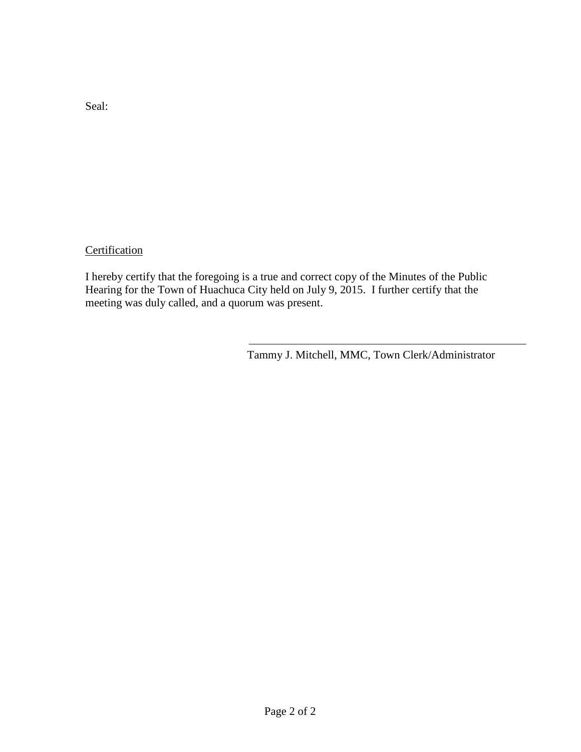Seal:

<u>Certification</u>

I hereby certify that the foregoing is a true and correct copy of the Minutes of the Public Hearing for the Town of Huachuca City held on July 9, 2015. I further certify that the meeting was duly called, and a quorum was present.

\_\_\_\_\_\_\_\_\_\_\_\_\_\_\_\_\_\_\_\_\_\_\_\_\_\_\_\_\_\_\_\_\_\_\_\_\_\_\_\_\_\_\_\_

Tammy J. Mitchell, MMC, Town Clerk/Administrator